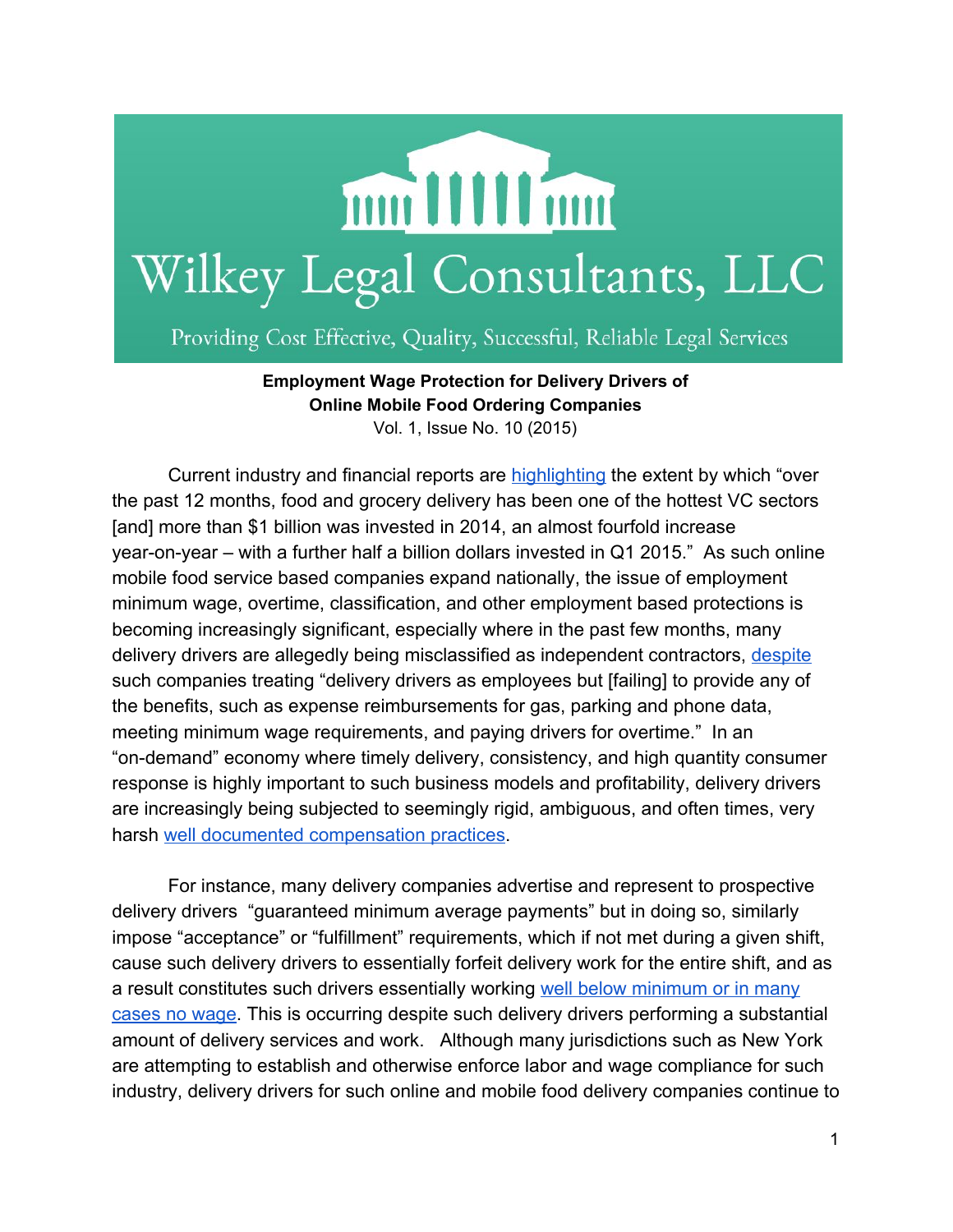# Wilkey Legal Consultants, LLC

Providing Cost Effective, Quality, Successful, Reliable Legal Services

**Employment Wage Protection for Delivery Drivers of Online Mobile Food Ordering Companies**

Vol. 1, Issue No. 10 (2015)

Current industry and financial reports are highlighting the extent by which "over the past 12 months, food and grocery delivery has been one of the hottest VC sectors [and] more than $1 billion was invested in 2014, an almost fourfold increase year-on-year – with a further half a billion dollars invested in Q1 2015." As such online mobile food service based companies expand nationally, the issue of employment minimum wage, overtime, classification, and other employment based protections is becoming increasingly significant, especially where in the past few months, many delivery drivers are allegedly being misclassified as independent contractors, despite such companies treating "delivery drivers as employees but [failing] to provide any of the benefits, such as expense reimbursements for gas, parking and phone data, meeting minimum wage requirements, and paying drivers for overtime." In an "on-demand" economy where timely delivery, consistency, and high quantity consumer response is highly important to such business models and profitability, delivery drivers are increasingly being subjected to seemingly rigid, ambiguous, and often times, very harsh well documented compensation practices.

For instance, many delivery companies advertise and represent to prospective delivery drivers "guaranteed minimum average payments" but in doing so, similarly impose "acceptance" or "fulfillment" requirements, which if not met during a given shift, cause such delivery drivers to essentially forfeit delivery work for the entire shift, and as a result constitutes such drivers essentially working well below minimum or in many cases no wage. This is occurring despite such delivery drivers performing a substantial amount of delivery services and work. Although many jurisdictions such as New York are attempting to establish and otherwise enforce labor and wage compliance for such industry, delivery drivers for such online and mobile food delivery companies continue to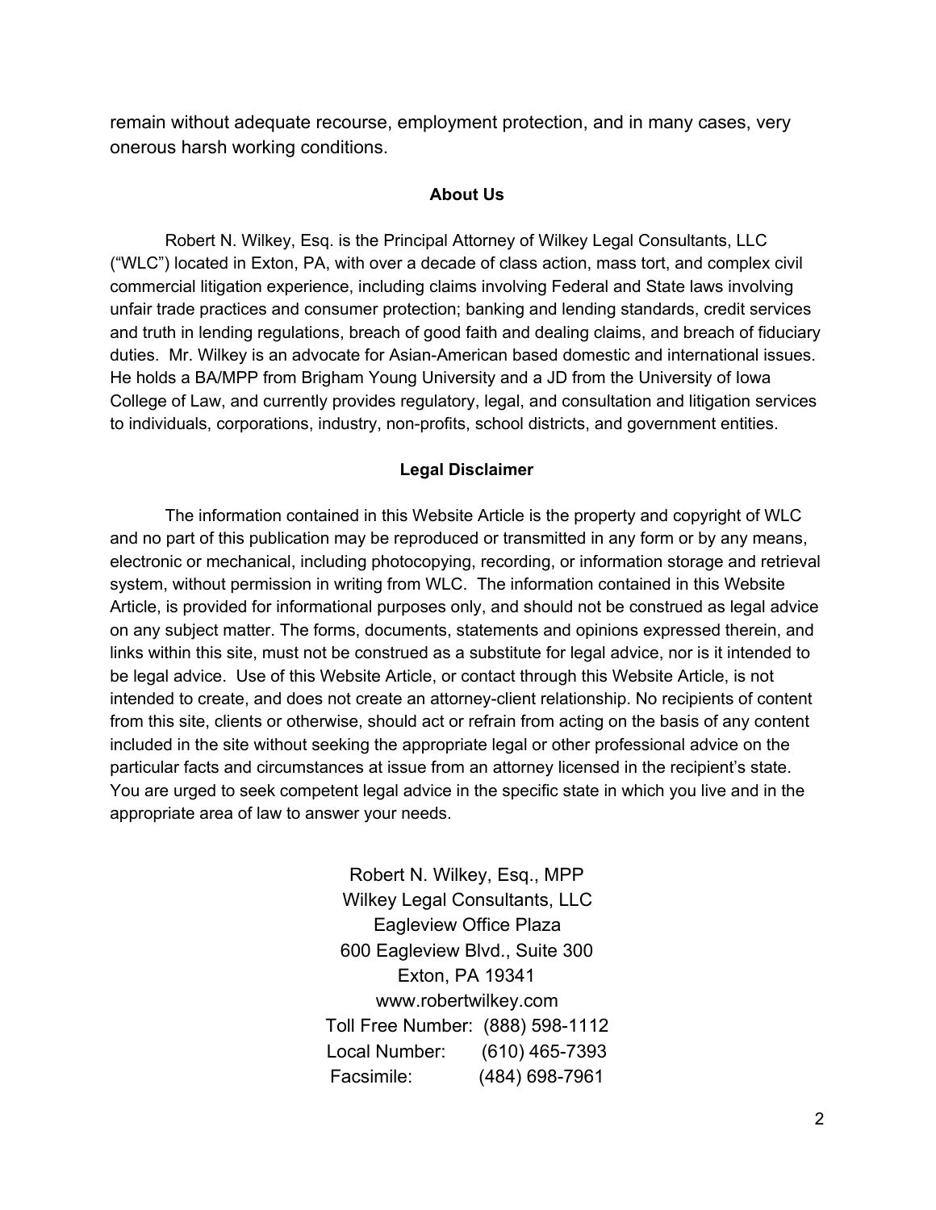remain without adequate recourse, employment protection, and in many cases, very onerous harsh working conditions.

**About Us**

Robert N. Wilkey, Esq. is the Principal Attorney of Wilkey Legal Consultants, LLC ("WLC") located in Exton, PA, with over a decade of class action, mass tort, and complex civil commercial litigation experience, including claims involving Federal and State laws involving unfair trade practices and consumer protection; banking and lending standards, credit services and truth in lending regulations, breach of good faith and dealing claims, and breach of fiduciary duties. Mr. Wilkey is an advocate for Asian-American based domestic and international issues. He holds a BA/MPP from Brigham Young University and a JD from the University of Iowa College of Law, and currently provides regulatory, legal, and consultation and litigation services to individuals, corporations, industry, non-profits, school districts, and government entities.

**Legal Disclaimer**

The information contained in this Website Article is the property and copyright of WLC and no part of this publication may be reproduced or transmitted in any form or by any means, electronic or mechanical, including photocopying, recording, or information storage and retrieval system, without permission in writing from WLC. The information contained in this Website Article, is provided for informational purposes only, and should not be construed as legal advice on any subject matter. The forms, documents, statements and opinions expressed therein, and links within this site, must not be construed as a substitute for legal advice, nor is it intended to be legal advice. Use of this Website Article, or contact through this Website Article, is not intended to create, and does not create an attorney-client relationship. No recipients of content from this site, clients or otherwise, should act or refrain from acting on the basis of any content included in the site without seeking the appropriate legal or other professional advice on the particular facts and circumstances at issue from an attorney licensed in the recipient's state. You are urged to seek competent legal advice in the specific state in which you live and in the appropriate area of law to answer your needs.

Robert N. Wilkey, Esq., MPP
Wilkey Legal Consultants, LLC
Eagleview Office Plaza
600 Eagleview Blvd., Suite 300
Exton, PA 19341
www.robertwilkey.com
Toll Free Number: (888) 598-1112
Local Number: (610) 465-7393
Facsimile: (484) 698-7961